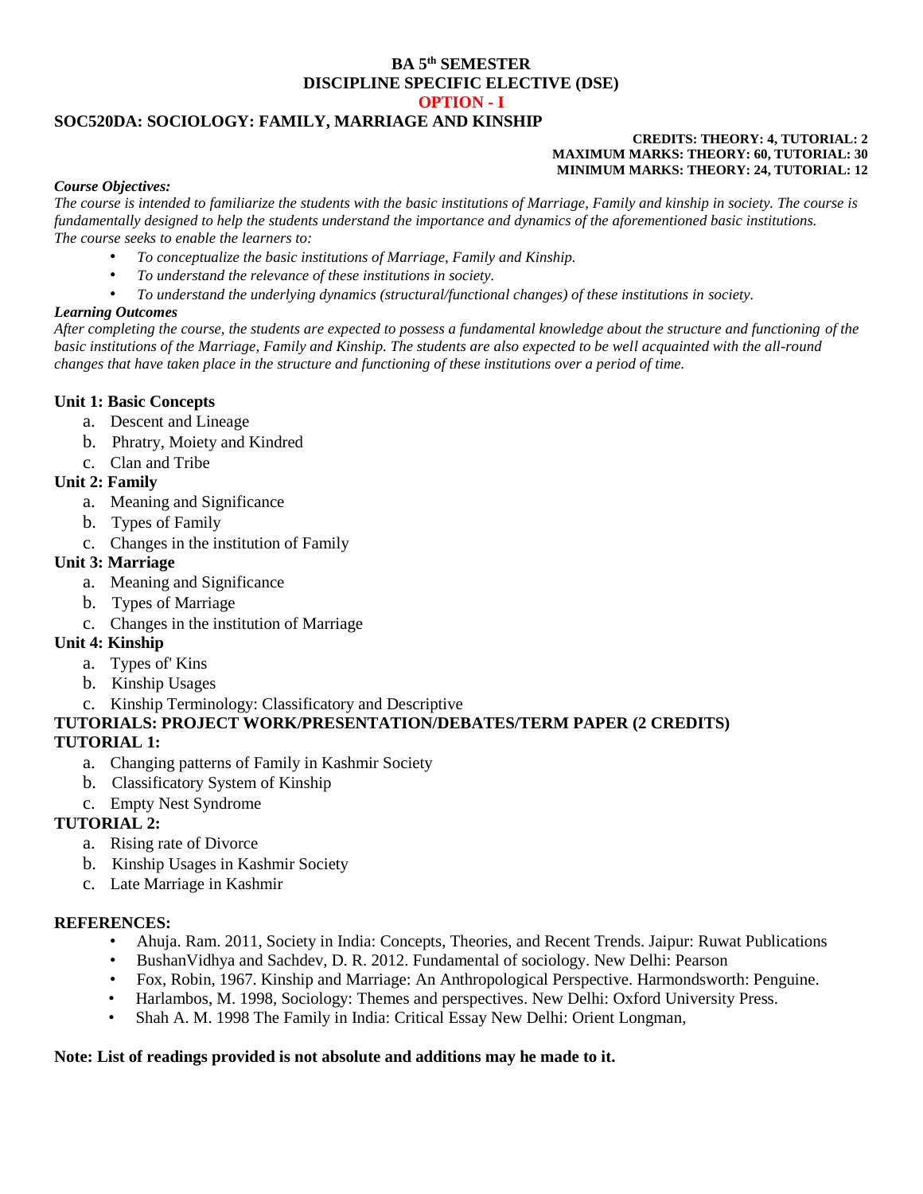# BA 5th SEMESTER
## DISCIPLINE SPECIFIC ELECTIVE (DSE)
### OPTION - I

## SOC520DA: SOCIOLOGY: FAMILY, MARRIAGE AND KINSHIP

**CREDITS: THEORY: 4, TUTORIAL: 2**
**MAXIMUM MARKS: THEORY: 60, TUTORIAL: 30**
**MINIMUM MARKS: THEORY: 24, TUTORIAL: 12**

***Course Objectives:***

*The course is intended to familiarize the students with the basic institutions of Marriage, Family and kinship in society. The course is fundamentally designed to help the students understand the importance and dynamics of the aforementioned basic institutions.*
*The course seeks to enable the learners to:*

- *To conceptualize the basic institutions of Marriage, Family and Kinship.*
- *To understand the relevance of these institutions in society.*
- *To understand the underlying dynamics (structural/functional changes) of these institutions in society.*

***Learning Outcomes***

*After completing the course, the students are expected to possess a fundamental knowledge about the structure and functioning of the basic institutions of the Marriage, Family and Kinship. The students are also expected to be well acquainted with the all-round changes that have taken place in the structure and functioning of these institutions over a period of time.*

**Unit 1: Basic Concepts**

a. Descent and Lineage
b. Phratry, Moiety and Kindred
c. Clan and Tribe

**Unit 2: Family**

a. Meaning and Significance
b. Types of Family
c. Changes in the institution of Family

**Unit 3: Marriage**

a. Meaning and Significance
b. Types of Marriage
c. Changes in the institution of Marriage

**Unit 4: Kinship**

a. Types of' Kins
b. Kinship Usages
c. Kinship Terminology: Classificatory and Descriptive

**TUTORIALS: PROJECT WORK/PRESENTATION/DEBATES/TERM PAPER (2 CREDITS)**

**TUTORIAL 1:**

a. Changing patterns of Family in Kashmir Society
b. Classificatory System of Kinship
c. Empty Nest Syndrome

**TUTORIAL 2:**

a. Rising rate of Divorce
b. Kinship Usages in Kashmir Society
c. Late Marriage in Kashmir

**REFERENCES:**

- Ahuja. Ram. 2011, Society in India: Concepts, Theories, and Recent Trends. Jaipur: Ruwat Publications
- BushanVidhya and Sachdev, D. R. 2012. Fundamental of sociology. New Delhi: Pearson
- Fox, Robin, 1967. Kinship and Marriage: An Anthropological Perspective. Harmondsworth: Penguine.
- Harlambos, M. 1998, Sociology: Themes and perspectives. New Delhi: Oxford University Press.
- Shah A. M. 1998 The Family in India: Critical Essay New Delhi: Orient Longman,

**Note: List of readings provided is not absolute and additions may he made to it.**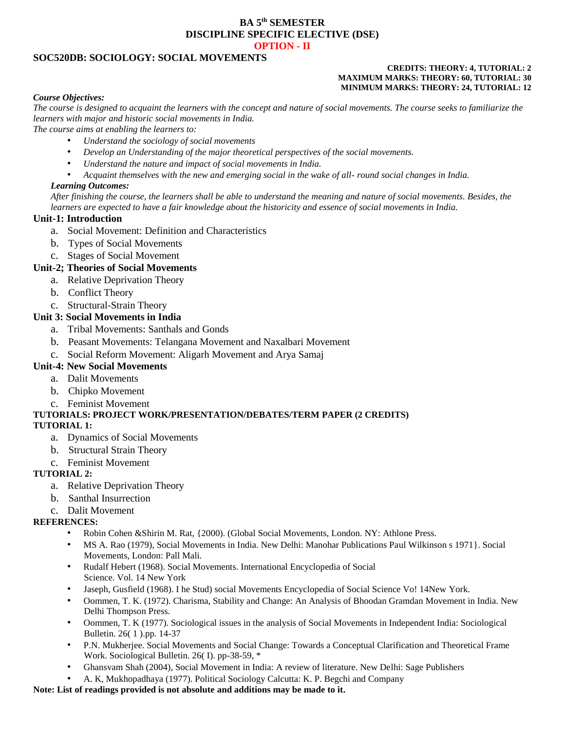# BA 5th SEMESTER
# DISCIPLINE SPECIFIC ELECTIVE (DSE)
# OPTION - II

## SOC520DB: SOCIOLOGY: SOCIAL MOVEMENTS

**CREDITS: THEORY: 4, TUTORIAL: 2**
**MAXIMUM MARKS: THEORY: 60, TUTORIAL: 30**
**MINIMUM MARKS: THEORY: 24, TUTORIAL: 12**

***Course Objectives:***

*The course is designed to acquaint the learners with the concept and nature of social movements. The course seeks to familiarize the learners with major and historic social movements in India.*

*The course aims at enabling the learners to:*

- *Understand the sociology of social movements*
- *Develop an Understanding of the major theoretical perspectives of the social movements.*
- *Understand the nature and impact of social movements in India.*
- *Acquaint themselves with the new and emerging social in the wake of all- round social changes in India.*

***Learning Outcomes:***

*After finishing the course, the learners shall be able to understand the meaning and nature of social movements. Besides, the learners are expected to have a fair knowledge about the historicity and essence of social movements in India.*

### Unit-1: Introduction

a. Social Movement: Definition and Characteristics
b. Types of Social Movements
c. Stages of Social Movement

### Unit-2; Theories of Social Movements

a. Relative Deprivation Theory
b. Conflict Theory
c. Structural-Strain Theory

### Unit 3: Social Movements in India

a. Tribal Movements: Santhals and Gonds
b. Peasant Movements: Telangana Movement and Naxalbari Movement
c. Social Reform Movement: Aligarh Movement and Arya Samaj

### Unit-4: New Social Movements

a. Dalit Movements
b. Chipko Movement
c. Feminist Movement

**TUTORIALS: PROJECT WORK/PRESENTATION/DEBATES/TERM PAPER (2 CREDITS)**

**TUTORIAL 1:**

a. Dynamics of Social Movements
b. Structural Strain Theory
c. Feminist Movement

**TUTORIAL 2:**

a. Relative Deprivation Theory
b. Santhal Insurrection
c. Dalit Movement

**REFERENCES:**

- Robin Cohen &Shirin M. Rat, {2000). (Global Social Movements, London. NY: Athlone Press.
- MS A. Rao (1979), Social Movements in India. New Delhi: Manohar Publications Paul Wilkinson s 1971}. Social Movements, London: Pall Mali.
- Rudalf Hebert (1968). Social Movements. International Encyclopedia of Social Science. Vol. 14 New York
- Jaseph, Gusfield (1968). I he Stud) social Movements Encyclopedia of Social Science Vo! 14New York.
- Oommen, T. K. (1972). Charisma, Stability and Change: An Analysis of Bhoodan Gramdan Movement in India. New Delhi Thompson Press.
- Oommen, T. K (1977). Sociological issues in the analysis of Social Movements in Independent India: Sociological Bulletin. 26( 1 ).pp. 14-37
- P.N. Mukherjee. Social Movements and Social Change: Towards a Conceptual Clarification and Theoretical Frame Work. Sociological Bulletin. 26( I). pp-38-59, *
- Ghansvam Shah (2004), Social Movement in India: A review of literature. New Delhi: Sage Publishers
- A. K, Mukhopadhaya (1977). Political Sociology Calcutta: K. P. Begchi and Company

**Note: List of readings provided is not absolute and additions may be made to it.**